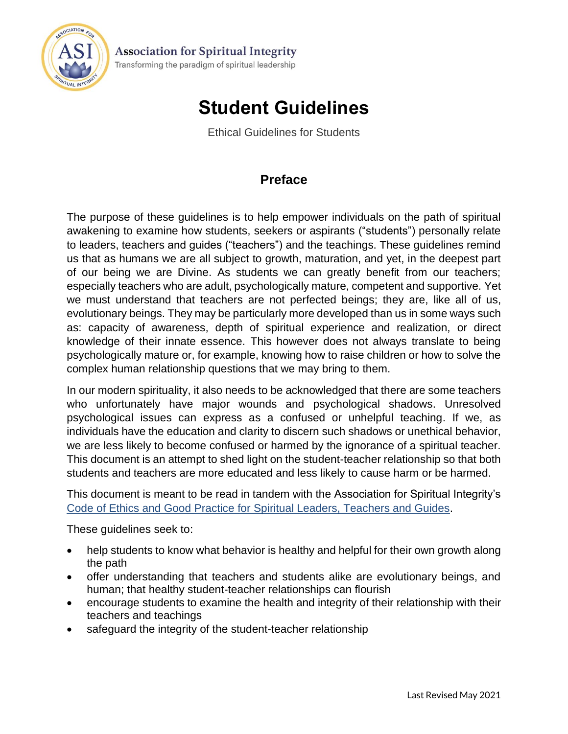Association for Spiritual Integrity
Transforming the paradigm of spiritual leadership

# Student Guidelines

Ethical Guidelines for Students

## Preface

The purpose of these guidelines is to help empower individuals on the path of spiritual awakening to examine how students, seekers or aspirants ("students") personally relate to leaders, teachers and guides ("teachers") and the teachings. These guidelines remind us that as humans we are all subject to growth, maturation, and yet, in the deepest part of our being we are Divine. As students we can greatly benefit from our teachers; especially teachers who are adult, psychologically mature, competent and supportive. Yet we must understand that teachers are not perfected beings; they are, like all of us, evolutionary beings. They may be particularly more developed than us in some ways such as: capacity of awareness, depth of spiritual experience and realization, or direct knowledge of their innate essence. This however does not always translate to being psychologically mature or, for example, knowing how to raise children or how to solve the complex human relationship questions that we may bring to them.

In our modern spirituality, it also needs to be acknowledged that there are some teachers who unfortunately have major wounds and psychological shadows. Unresolved psychological issues can express as a confused or unhelpful teaching. If we, as individuals have the education and clarity to discern such shadows or unethical behavior, we are less likely to become confused or harmed by the ignorance of a spiritual teacher. This document is an attempt to shed light on the student-teacher relationship so that both students and teachers are more educated and less likely to cause harm or be harmed.

This document is meant to be read in tandem with the Association for Spiritual Integrity's Code of Ethics and Good Practice for Spiritual Leaders, Teachers and Guides.

These guidelines seek to:

- help students to know what behavior is healthy and helpful for their own growth along the path
- offer understanding that teachers and students alike are evolutionary beings, and human; that healthy student-teacher relationships can flourish
- encourage students to examine the health and integrity of their relationship with their teachers and teachings
- safeguard the integrity of the student-teacher relationship

Last Revised May 2021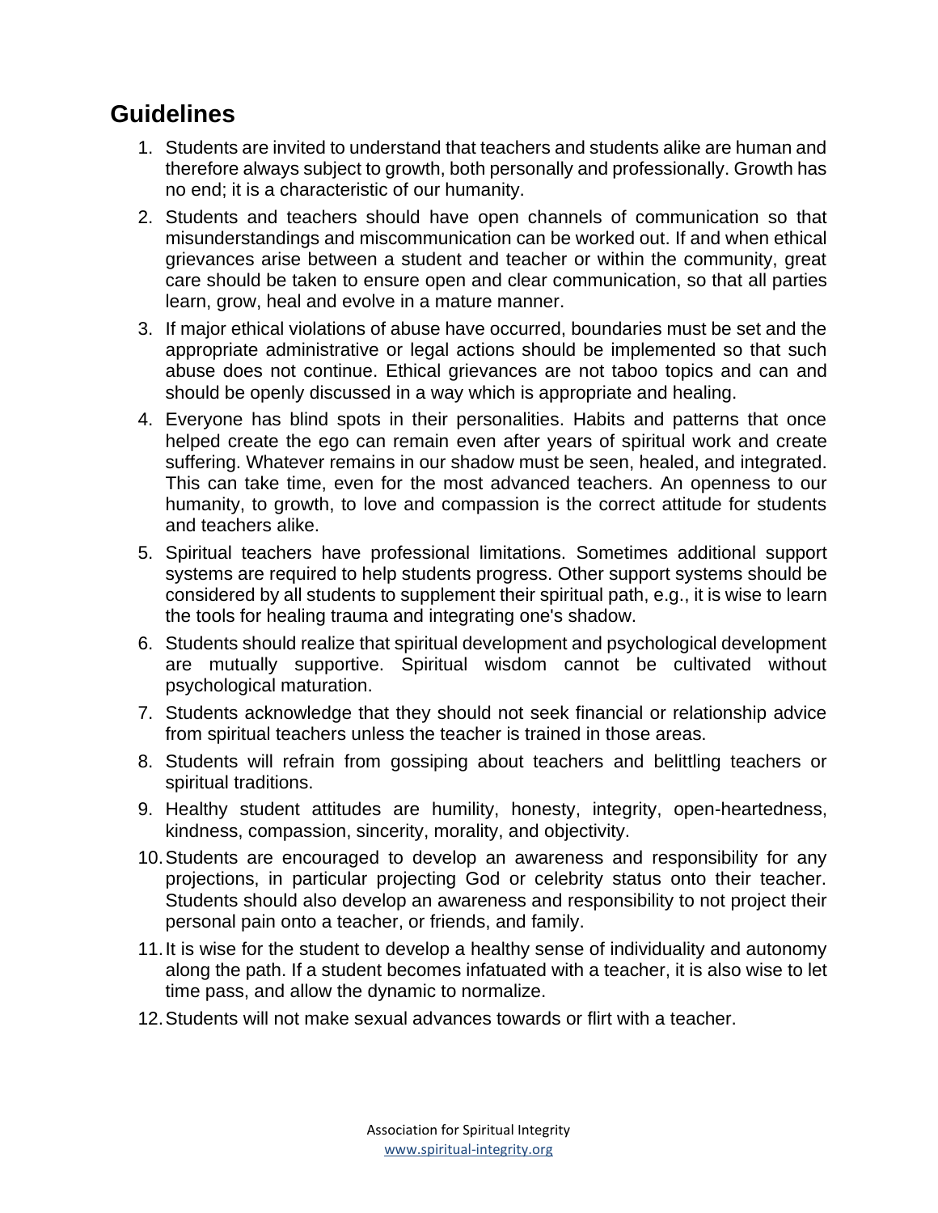## Guidelines

1. Students are invited to understand that teachers and students alike are human and therefore always subject to growth, both personally and professionally. Growth has no end; it is a characteristic of our humanity.
2. Students and teachers should have open channels of communication so that misunderstandings and miscommunication can be worked out. If and when ethical grievances arise between a student and teacher or within the community, great care should be taken to ensure open and clear communication, so that all parties learn, grow, heal and evolve in a mature manner.
3. If major ethical violations of abuse have occurred, boundaries must be set and the appropriate administrative or legal actions should be implemented so that such abuse does not continue. Ethical grievances are not taboo topics and can and should be openly discussed in a way which is appropriate and healing.
4. Everyone has blind spots in their personalities. Habits and patterns that once helped create the ego can remain even after years of spiritual work and create suffering. Whatever remains in our shadow must be seen, healed, and integrated. This can take time, even for the most advanced teachers. An openness to our humanity, to growth, to love and compassion is the correct attitude for students and teachers alike.
5. Spiritual teachers have professional limitations. Sometimes additional support systems are required to help students progress. Other support systems should be considered by all students to supplement their spiritual path, e.g., it is wise to learn the tools for healing trauma and integrating one's shadow.
6. Students should realize that spiritual development and psychological development are mutually supportive. Spiritual wisdom cannot be cultivated without psychological maturation.
7. Students acknowledge that they should not seek financial or relationship advice from spiritual teachers unless the teacher is trained in those areas.
8. Students will refrain from gossiping about teachers and belittling teachers or spiritual traditions.
9. Healthy student attitudes are humility, honesty, integrity, open-heartedness, kindness, compassion, sincerity, morality, and objectivity.
10. Students are encouraged to develop an awareness and responsibility for any projections, in particular projecting God or celebrity status onto their teacher. Students should also develop an awareness and responsibility to not project their personal pain onto a teacher, or friends, and family.
11. It is wise for the student to develop a healthy sense of individuality and autonomy along the path. If a student becomes infatuated with a teacher, it is also wise to let time pass, and allow the dynamic to normalize.
12. Students will not make sexual advances towards or flirt with a teacher.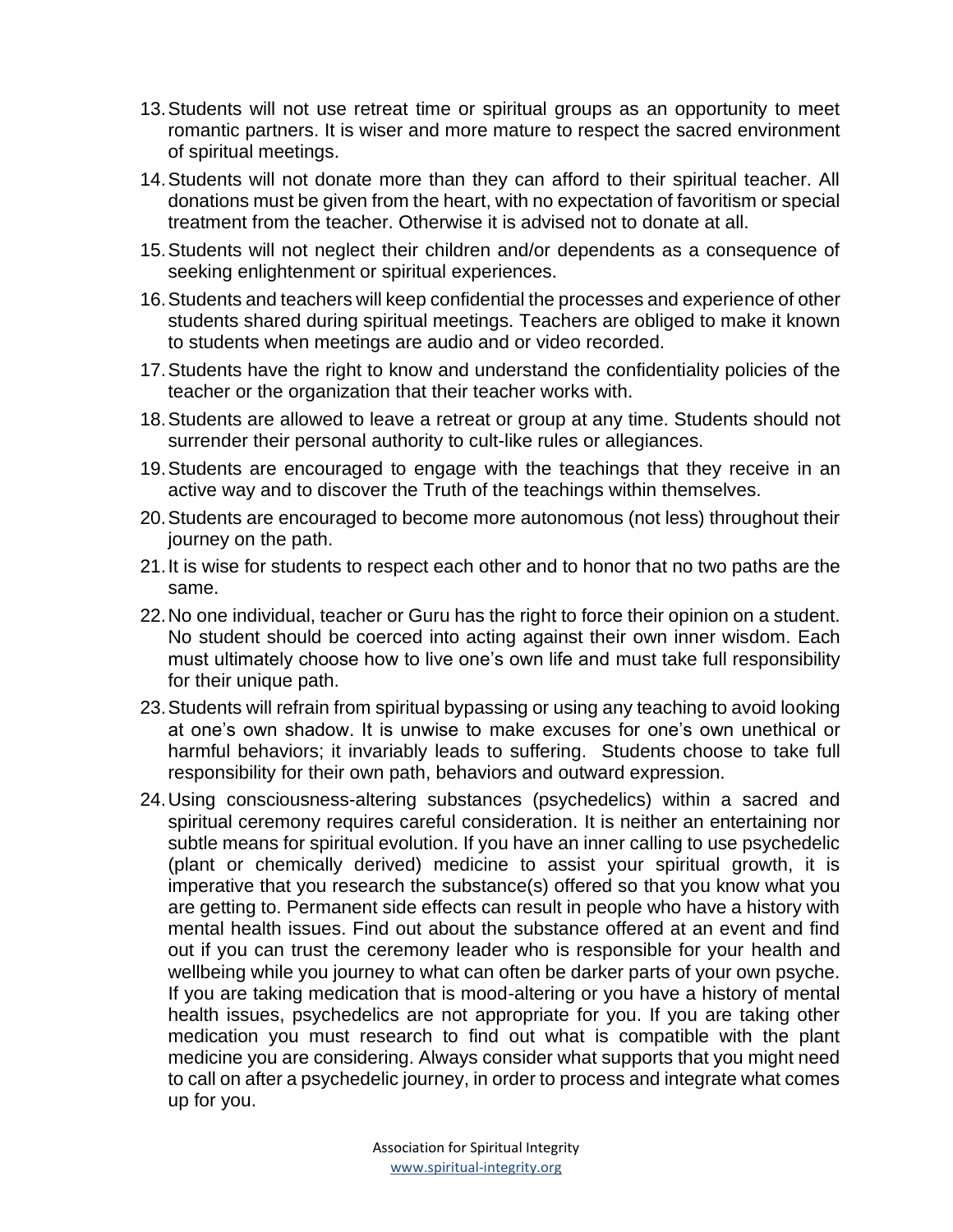13. Students will not use retreat time or spiritual groups as an opportunity to meet romantic partners. It is wiser and more mature to respect the sacred environment of spiritual meetings.
14. Students will not donate more than they can afford to their spiritual teacher. All donations must be given from the heart, with no expectation of favoritism or special treatment from the teacher. Otherwise it is advised not to donate at all.
15. Students will not neglect their children and/or dependents as a consequence of seeking enlightenment or spiritual experiences.
16. Students and teachers will keep confidential the processes and experience of other students shared during spiritual meetings. Teachers are obliged to make it known to students when meetings are audio and or video recorded.
17. Students have the right to know and understand the confidentiality policies of the teacher or the organization that their teacher works with.
18. Students are allowed to leave a retreat or group at any time. Students should not surrender their personal authority to cult-like rules or allegiances.
19. Students are encouraged to engage with the teachings that they receive in an active way and to discover the Truth of the teachings within themselves.
20. Students are encouraged to become more autonomous (not less) throughout their journey on the path.
21. It is wise for students to respect each other and to honor that no two paths are the same.
22. No one individual, teacher or Guru has the right to force their opinion on a student. No student should be coerced into acting against their own inner wisdom. Each must ultimately choose how to live one's own life and must take full responsibility for their unique path.
23. Students will refrain from spiritual bypassing or using any teaching to avoid looking at one's own shadow. It is unwise to make excuses for one's own unethical or harmful behaviors; it invariably leads to suffering. Students choose to take full responsibility for their own path, behaviors and outward expression.
24. Using consciousness-altering substances (psychedelics) within a sacred and spiritual ceremony requires careful consideration. It is neither an entertaining nor subtle means for spiritual evolution. If you have an inner calling to use psychedelic (plant or chemically derived) medicine to assist your spiritual growth, it is imperative that you research the substance(s) offered so that you know what you are getting to. Permanent side effects can result in people who have a history with mental health issues. Find out about the substance offered at an event and find out if you can trust the ceremony leader who is responsible for your health and wellbeing while you journey to what can often be darker parts of your own psyche. If you are taking medication that is mood-altering or you have a history of mental health issues, psychedelics are not appropriate for you. If you are taking other medication you must research to find out what is compatible with the plant medicine you are considering. Always consider what supports that you might need to call on after a psychedelic journey, in order to process and integrate what comes up for you.